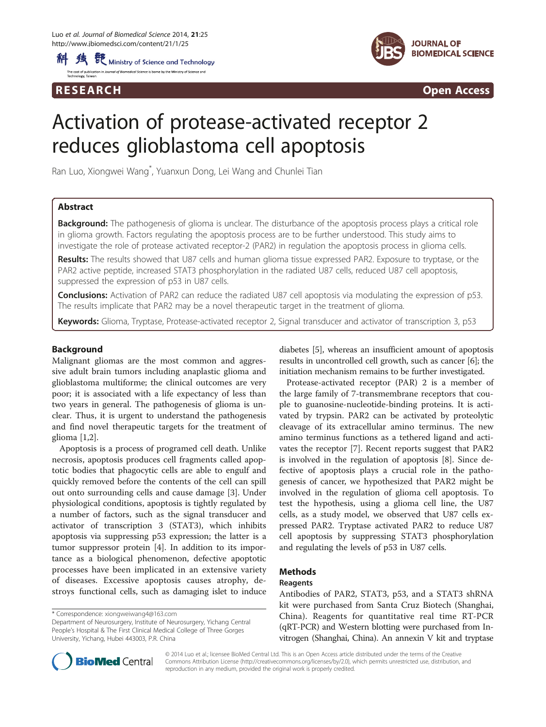RESEARCH Open Access

# Activation of protease-activated receptor 2 reduces glioblastoma cell apoptosis

Ran Luo, Xiongwei Wang*, Yuanxun Dong, Lei Wang and Chunlei Tian

## Abstract

**Background:** The pathogenesis of glioma is unclear. The disturbance of the apoptosis process plays a critical role in glioma growth. Factors regulating the apoptosis process are to be further understood. This study aims to investigate the role of protease activated receptor-2 (PAR2) in regulation the apoptosis process in glioma cells.

**Results:** The results showed that U87 cells and human glioma tissue expressed PAR2. Exposure to tryptase, or the PAR2 active peptide, increased STAT3 phosphorylation in the radiated U87 cells, reduced U87 cell apoptosis, suppressed the expression of p53 in U87 cells.

**Conclusions:** Activation of PAR2 can reduce the radiated U87 cell apoptosis via modulating the expression of p53. The results implicate that PAR2 may be a novel therapeutic target in the treatment of glioma.

**Keywords:** Glioma, Tryptase, Protease-activated receptor 2, Signal transducer and activator of transcription 3, p53

## Background

Malignant gliomas are the most common and aggressive adult brain tumors including anaplastic glioma and glioblastoma multiforme; the clinical outcomes are very poor; it is associated with a life expectancy of less than two years in general. The pathogenesis of glioma is unclear. Thus, it is urgent to understand the pathogenesis and find novel therapeutic targets for the treatment of glioma [1,2].

Apoptosis is a process of programed cell death. Unlike necrosis, apoptosis produces cell fragments called apoptotic bodies that phagocytic cells are able to engulf and quickly removed before the contents of the cell can spill out onto surrounding cells and cause damage [3]. Under physiological conditions, apoptosis is tightly regulated by a number of factors, such as the signal transducer and activator of transcription 3 (STAT3), which inhibits apoptosis via suppressing p53 expression; the latter is a tumor suppressor protein [4]. In addition to its importance as a biological phenomenon, defective apoptotic processes have been implicated in an extensive variety of diseases. Excessive apoptosis causes atrophy, destroys functional cells, such as damaging islet to induce diabetes [5], whereas an insufficient amount of apoptosis results in uncontrolled cell growth, such as cancer [6]; the initiation mechanism remains to be further investigated.

Protease-activated receptor (PAR) 2 is a member of the large family of 7-transmembrane receptors that couple to guanosine-nucleotide-binding proteins. It is activated by trypsin. PAR2 can be activated by proteolytic cleavage of its extracellular amino terminus. The new amino terminus functions as a tethered ligand and activates the receptor [7]. Recent reports suggest that PAR2 is involved in the regulation of apoptosis [8]. Since defective of apoptosis plays a crucial role in the pathogenesis of cancer, we hypothesized that PAR2 might be involved in the regulation of glioma cell apoptosis. To test the hypothesis, using a glioma cell line, the U87 cells, as a study model, we observed that U87 cells expressed PAR2. Tryptase activated PAR2 to reduce U87 cell apoptosis by suppressing STAT3 phosphorylation and regulating the levels of p53 in U87 cells.

## Methods

### Reagents

Antibodies of PAR2, STAT3, p53, and a STAT3 shRNA kit were purchased from Santa Cruz Biotech (Shanghai, China). Reagents for quantitative real time RT-PCR (qRT-PCR) and Western blotting were purchased from Invitrogen (Shanghai, China). An annexin V kit and tryptase

* Correspondence: xiongweiwang4@163.com
Department of Neurosurgery, Institute of Neurosurgery, Yichang Central People's Hospital & The First Clinical Medical College of Three Gorges University, Yichang, Hubei 443003, P.R. China

© 2014 Luo et al.; licensee BioMed Central Ltd. This is an Open Access article distributed under the terms of the Creative Commons Attribution License (http://creativecommons.org/licenses/by/2.0), which permits unrestricted use, distribution, and reproduction in any medium, provided the original work is properly credited.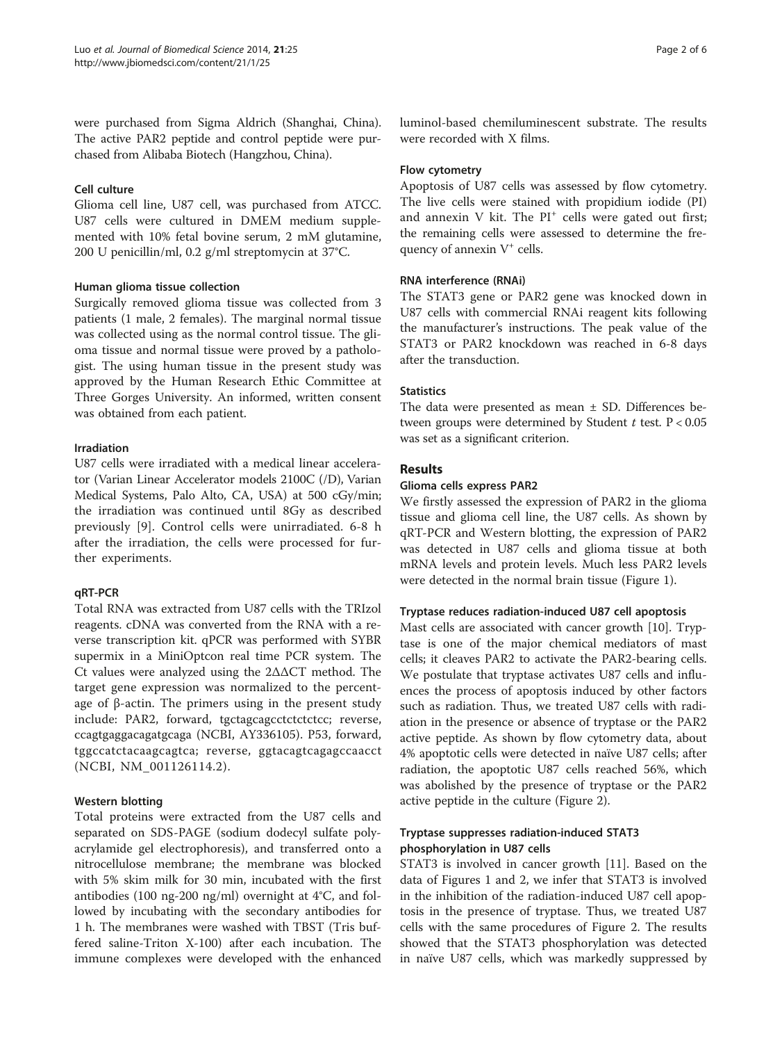were purchased from Sigma Aldrich (Shanghai, China). The active PAR2 peptide and control peptide were purchased from Alibaba Biotech (Hangzhou, China).

#### Cell culture

Glioma cell line, U87 cell, was purchased from ATCC. U87 cells were cultured in DMEM medium supplemented with 10% fetal bovine serum, 2 mM glutamine, 200 U penicillin/ml, 0.2 g/ml streptomycin at 37°C.

#### Human glioma tissue collection

Surgically removed glioma tissue was collected from 3 patients (1 male, 2 females). The marginal normal tissue was collected using as the normal control tissue. The glioma tissue and normal tissue were proved by a pathologist. The using human tissue in the present study was approved by the Human Research Ethic Committee at Three Gorges University. An informed, written consent was obtained from each patient.

#### Irradiation

U87 cells were irradiated with a medical linear accelerator (Varian Linear Accelerator models 2100C (/D), Varian Medical Systems, Palo Alto, CA, USA) at 500 cGy/min; the irradiation was continued until 8Gy as described previously [9]. Control cells were unirradiated. 6-8 h after the irradiation, the cells were processed for further experiments.

#### qRT-PCR

Total RNA was extracted from U87 cells with the TRIzol reagents. cDNA was converted from the RNA with a reverse transcription kit. qPCR was performed with SYBR supermix in a MiniOptcon real time PCR system. The Ct values were analyzed using the 2ΔΔCT method. The target gene expression was normalized to the percentage of β-actin. The primers using in the present study include: PAR2, forward, tgctagcagcctctctctcc; reverse, ccagtgaggacagatgcaga (NCBI, AY336105). P53, forward, tggccatctacaagcagtca; reverse, ggtacagtcagagccaacct (NCBI, NM_001126114.2).

#### Western blotting

Total proteins were extracted from the U87 cells and separated on SDS-PAGE (sodium dodecyl sulfate polyacrylamide gel electrophoresis), and transferred onto a nitrocellulose membrane; the membrane was blocked with 5% skim milk for 30 min, incubated with the first antibodies (100 ng-200 ng/ml) overnight at 4°C, and followed by incubating with the secondary antibodies for 1 h. The membranes were washed with TBST (Tris buffered saline-Triton X-100) after each incubation. The immune complexes were developed with the enhanced luminol-based chemiluminescent substrate. The results were recorded with X films.

#### Flow cytometry

Apoptosis of U87 cells was assessed by flow cytometry. The live cells were stained with propidium iodide (PI) and annexin V kit. The $PI^+$ cells were gated out first; the remaining cells were assessed to determine the frequency of annexin $V^+$ cells.

#### RNA interference (RNAi)

The STAT3 gene or PAR2 gene was knocked down in U87 cells with commercial RNAi reagent kits following the manufacturer's instructions. The peak value of the STAT3 or PAR2 knockdown was reached in 6-8 days after the transduction.

#### Statistics

The data were presented as mean ± SD. Differences between groups were determined by Student *t* test. $P < 0.05$ was set as a significant criterion.

## Results

#### Glioma cells express PAR2

We firstly assessed the expression of PAR2 in the glioma tissue and glioma cell line, the U87 cells. As shown by qRT-PCR and Western blotting, the expression of PAR2 was detected in U87 cells and glioma tissue at both mRNA levels and protein levels. Much less PAR2 levels were detected in the normal brain tissue (Figure 1).

#### Tryptase reduces radiation-induced U87 cell apoptosis

Mast cells are associated with cancer growth [10]. Tryptase is one of the major chemical mediators of mast cells; it cleaves PAR2 to activate the PAR2-bearing cells. We postulate that tryptase activates U87 cells and influences the process of apoptosis induced by other factors such as radiation. Thus, we treated U87 cells with radiation in the presence or absence of tryptase or the PAR2 active peptide. As shown by flow cytometry data, about 4% apoptotic cells were detected in naïve U87 cells; after radiation, the apoptotic U87 cells reached 56%, which was abolished by the presence of tryptase or the PAR2 active peptide in the culture (Figure 2).

#### Tryptase suppresses radiation-induced STAT3 phosphorylation in U87 cells

STAT3 is involved in cancer growth [11]. Based on the data of Figures 1 and 2, we infer that STAT3 is involved in the inhibition of the radiation-induced U87 cell apoptosis in the presence of tryptase. Thus, we treated U87 cells with the same procedures of Figure 2. The results showed that the STAT3 phosphorylation was detected in naïve U87 cells, which was markedly suppressed by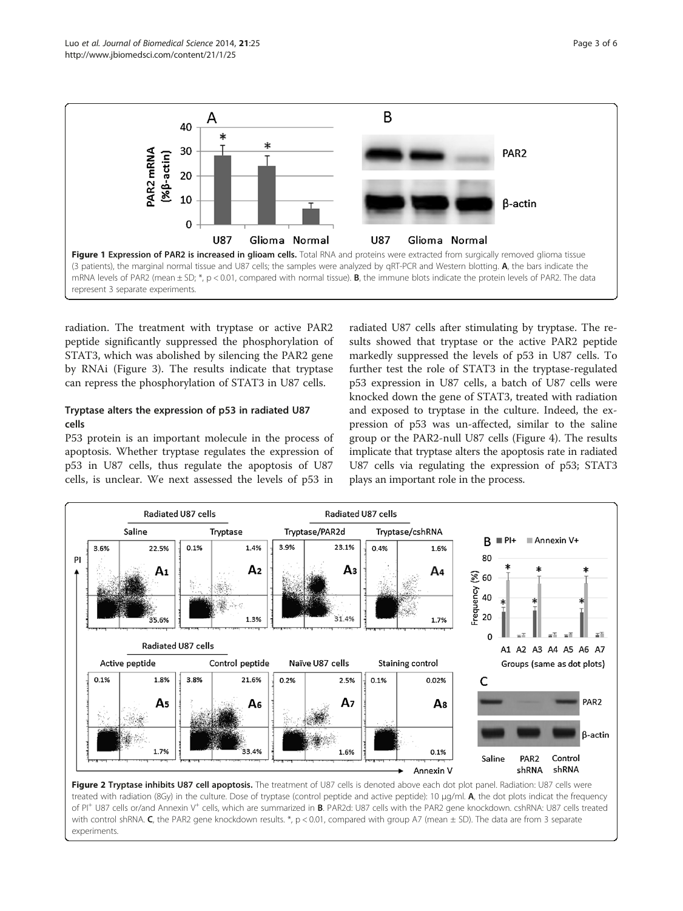Figure 1 Expression of PAR2 is increased in glioam cells. Total RNA and proteins were extracted from surgically removed glioma tissue (3 patients), the marginal normal tissue and U87 cells; the samples were analyzed by qRT-PCR and Western blotting. **A**, the bars indicate the mRNA levels of PAR2 (mean ± SD; *, p < 0.01, compared with normal tissue). **B**, the immune blots indicate the protein levels of PAR2. The data represent 3 separate experiments.

radiation. The treatment with tryptase or active PAR2 peptide significantly suppressed the phosphorylation of STAT3, which was abolished by silencing the PAR2 gene by RNAi (Figure 3). The results indicate that tryptase can repress the phosphorylation of STAT3 in U87 cells.

### Tryptase alters the expression of p53 in radiated U87 cells

P53 protein is an important molecule in the process of apoptosis. Whether tryptase regulates the expression of p53 in U87 cells, thus regulate the apoptosis of U87 cells, is unclear. We next assessed the levels of p53 in radiated U87 cells after stimulating by tryptase. The results showed that tryptase or the active PAR2 peptide markedly suppressed the levels of p53 in U87 cells. To further test the role of STAT3 in the tryptase-regulated p53 expression in U87 cells, a batch of U87 cells were knocked down the gene of STAT3, treated with radiation and exposed to tryptase in the culture. Indeed, the expression of p53 was un-affected, similar to the saline group or the PAR2-null U87 cells (Figure 4). The results implicate that tryptase alters the apoptosis rate in radiated U87 cells via regulating the expression of p53; STAT3 plays an important role in the process.

Figure 2 Tryptase inhibits U87 cell apoptosis. The treatment of U87 cells is denoted above each dot plot panel. Radiation: U87 cells were treated with radiation (8Gy) in the culture. Dose of tryptase (control peptide and active peptide): 10 μg/ml. **A**, the dot plots indicat the frequency of PI[+] U87 cells or/and Annexin V[+] cells, which are summarized in **B**. PAR2d: U87 cells with the PAR2 gene knockdown. cshRNA: U87 cells treated with control shRNA. **C**, the PAR2 gene knockdown results. *, p < 0.01, compared with group A7 (mean ± SD). The data are from 3 separate experiments.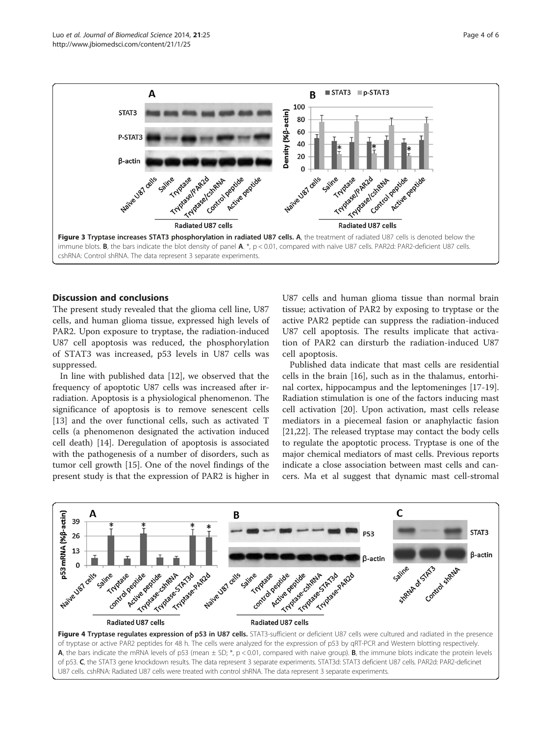**Figure 3 Tryptase increases STAT3 phosphorylation in radiated U87 cells.** **A**, the treatment of radiated U87 cells is denoted below the immune blots. **B**, the bars indicate the blot density of panel **A**. *, p < 0.01, compared with naïve U87 cells. PAR2d: PAR2-deficient U87 cells. cshRNA: Control shRNA. The data represent 3 separate experiments.

## Discussion and conclusions

The present study revealed that the glioma cell line, U87 cells, and human glioma tissue, expressed high levels of PAR2. Upon exposure to tryptase, the radiation-induced U87 cell apoptosis was reduced, the phosphorylation of STAT3 was increased, p53 levels in U87 cells was suppressed.

In line with published data [12], we observed that the frequency of apoptotic U87 cells was increased after irradiation. Apoptosis is a physiological phenomenon. The significance of apoptosis is to remove senescent cells [13] and the over functional cells, such as activated T cells (a phenomenon designated the activation induced cell death) [14]. Deregulation of apoptosis is associated with the pathogenesis of a number of disorders, such as tumor cell growth [15]. One of the novel findings of the present study is that the expression of PAR2 is higher in U87 cells and human glioma tissue than normal brain tissue; activation of PAR2 by exposing to tryptase or the active PAR2 peptide can suppress the radiation-induced U87 cell apoptosis. The results implicate that activation of PAR2 can dirsturb the radiation-induced U87 cell apoptosis.

Published data indicate that mast cells are residential cells in the brain [16], such as in the thalamus, entorhinal cortex, hippocampus and the leptomeninges [17-19]. Radiation stimulation is one of the factors inducing mast cell activation [20]. Upon activation, mast cells release mediators in a piecemeal fasion or anaphylactic fasion [21,22]. The released tryptase may contact the body cells to regulate the apoptotic process. Tryptase is one of the major chemical mediators of mast cells. Previous reports indicate a close association between mast cells and cancers. Ma et al suggest that dynamic mast cell-stromal

**Figure 4 Tryptase regulates expression of p53 in U87 cells.** STAT3-sufficient or deficient U87 cells were cultured and radiated in the presence of tryptase or active PAR2 peptides for 48 h. The cells were analyzed for the expression of p53 by qRT-PCR and Western blotting respectively. **A**, the bars indicate the mRNA levels of p53 (mean ± SD; *, p < 0.01, compared with naive group). **B**, the immune blots indicate the protein levels of p53. **C**, the STAT3 gene knockdown results. The data represent 3 separate experiments. STAT3d: STAT3 deficient U87 cells. PAR2d: PAR2-deficinet U87 cells. cshRNA: Radiated U87 cells were treated with control shRNA. The data represent 3 separate experiments.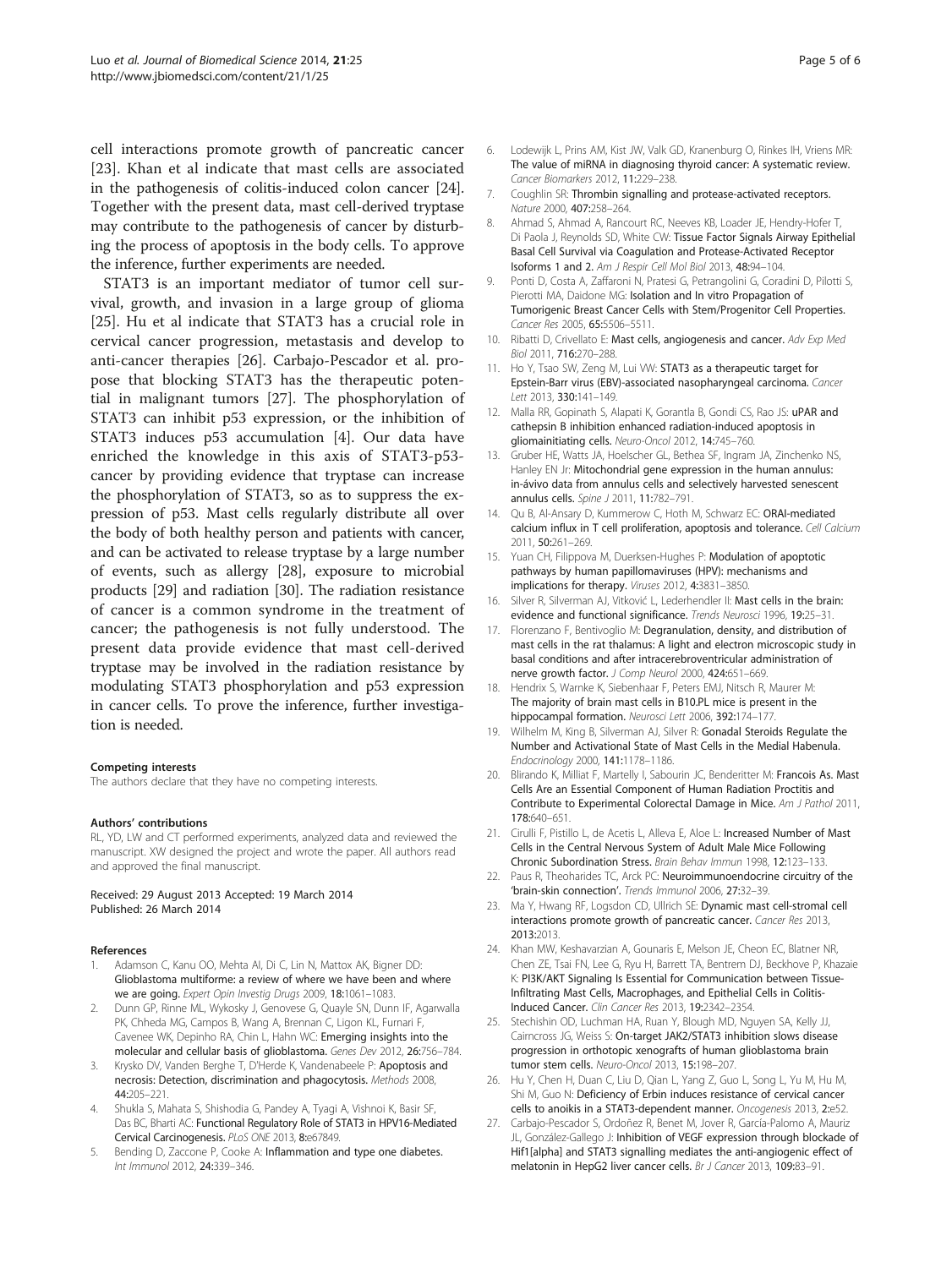cell interactions promote growth of pancreatic cancer [23]. Khan et al indicate that mast cells are associated in the pathogenesis of colitis-induced colon cancer [24]. Together with the present data, mast cell-derived tryptase may contribute to the pathogenesis of cancer by disturbing the process of apoptosis in the body cells. To approve the inference, further experiments are needed.

STAT3 is an important mediator of tumor cell survival, growth, and invasion in a large group of glioma [25]. Hu et al indicate that STAT3 has a crucial role in cervical cancer progression, metastasis and develop to anti-cancer therapies [26]. Carbajo-Pescador et al. propose that blocking STAT3 has the therapeutic potential in malignant tumors [27]. The phosphorylation of STAT3 can inhibit p53 expression, or the inhibition of STAT3 induces p53 accumulation [4]. Our data have enriched the knowledge in this axis of STAT3-p53-cancer by providing evidence that tryptase can increase the phosphorylation of STAT3, so as to suppress the expression of p53. Mast cells regularly distribute all over the body of both healthy person and patients with cancer, and can be activated to release tryptase by a large number of events, such as allergy [28], exposure to microbial products [29] and radiation [30]. The radiation resistance of cancer is a common syndrome in the treatment of cancer; the pathogenesis is not fully understood. The present data provide evidence that mast cell-derived tryptase may be involved in the radiation resistance by modulating STAT3 phosphorylation and p53 expression in cancer cells. To prove the inference, further investigation is needed.

#### Competing interests

The authors declare that they have no competing interests.

#### Authors' contributions

RL, YD, LW and CT performed experiments, analyzed data and reviewed the manuscript. XW designed the project and wrote the paper. All authors read and approved the final manuscript.

Received: 29 August 2013 Accepted: 19 March 2014
Published: 26 March 2014

#### References

1. Adamson C, Kanu OO, Mehta AI, Di C, Lin N, Mattox AK, Bigner DD: **Glioblastoma multiforme: a review of where we have been and where we are going.** *Expert Opin Investig Drugs* 2009, **18:**1061–1083.
2. Dunn GP, Rinne ML, Wykosky J, Genovese G, Quayle SN, Dunn IF, Agarwalla PK, Chheda MG, Campos B, Wang A, Brennan C, Ligon KL, Furnari F, Cavenee WK, Depinho RA, Chin L, Hahn WC: **Emerging insights into the molecular and cellular basis of glioblastoma.** *Genes Dev* 2012, **26:**756–784.
3. Krysko DV, Vanden Berghe T, D'Herde K, Vandenabeele P: **Apoptosis and necrosis: Detection, discrimination and phagocytosis.** *Methods* 2008, **44:**205–221.
4. Shukla S, Mahata S, Shishodia G, Pandey A, Tyagi A, Vishnoi K, Basir SF, Das BC, Bharti AC: **Functional Regulatory Role of STAT3 in HPV16-Mediated Cervical Carcinogenesis.** *PLoS ONE* 2013, **8:**e67849.
5. Bending D, Zaccone P, Cooke A: **Inflammation and type one diabetes.** *Int Immunol* 2012, **24:**339–346.
6. Lodewijk L, Prins AM, Kist JW, Valk GD, Kranenburg O, Rinkes IH, Vriens MR: **The value of miRNA in diagnosing thyroid cancer: A systematic review.** *Cancer Biomarkers* 2012, **11:**229–238.
7. Coughlin SR: **Thrombin signalling and protease-activated receptors.** *Nature* 2000, **407:**258–264.
8. Ahmad S, Ahmad A, Rancourt RC, Neeves KB, Loader JE, Hendry-Hofer T, Di Paola J, Reynolds SD, White CW: **Tissue Factor Signals Airway Epithelial Basal Cell Survival via Coagulation and Protease-Activated Receptor Isoforms 1 and 2.** *Am J Respir Cell Mol Biol* 2013, **48:**94–104.
9. Ponti D, Costa A, Zaffaroni N, Pratesi G, Petrangolini G, Coradini D, Pilotti S, Pierotti MA, Daidone MG: **Isolation and In vitro Propagation of Tumorigenic Breast Cancer Cells with Stem/Progenitor Cell Properties.** *Cancer Res* 2005, **65:**5506–5511.
10. Ribatti D, Crivellato E: **Mast cells, angiogenesis and cancer.** *Adv Exp Med Biol* 2011, **716:**270–288.
11. Ho Y, Tsao SW, Zeng M, Lui VW: **STAT3 as a therapeutic target for Epstein-Barr virus (EBV)-associated nasopharyngeal carcinoma.** *Cancer Lett* 2013, **330:**141–149.
12. Malla RR, Gopinath S, Alapati K, Gorantla B, Gondi CS, Rao JS: **uPAR and cathepsin B inhibition enhanced radiation-induced apoptosis in gliomainitiating cells.** *Neuro-Oncol* 2012, **14:**745–760.
13. Gruber HE, Watts JA, Hoelscher GL, Bethea SF, Ingram JA, Zinchenko NS, Hanley EN Jr: **Mitochondrial gene expression in the human annulus: in-ávivo data from annulus cells and selectively harvested senescent annulus cells.** *Spine J* 2011, **11:**782–791.
14. Qu B, Al-Ansary D, Kummerow C, Hoth M, Schwarz EC: **ORAI-mediated calcium influx in T cell proliferation, apoptosis and tolerance.** *Cell Calcium* 2011, **50:**261–269.
15. Yuan CH, Filippova M, Duerksen-Hughes P: **Modulation of apoptotic pathways by human papillomaviruses (HPV): mechanisms and implications for therapy.** *Viruses* 2012, **4:**3831–3850.
16. Silver R, Silverman AJ, Vitković L, Lederhendler II: **Mast cells in the brain: evidence and functional significance.** *Trends Neurosci* 1996, **19:**25–31.
17. Florenzano F, Bentivoglio M: **Degranulation, density, and distribution of mast cells in the rat thalamus: A light and electron microscopic study in basal conditions and after intracerebroventricular administration of nerve growth factor.** *J Comp Neurol* 2000, **424:**651–669.
18. Hendrix S, Warnke K, Siebenhaar F, Peters EMJ, Nitsch R, Maurer M: **The majority of brain mast cells in B10.PL mice is present in the hippocampal formation.** *Neurosci Lett* 2006, **392:**174–177.
19. Wilhelm M, King B, Silverman AJ, Silver R: **Gonadal Steroids Regulate the Number and Activational State of Mast Cells in the Medial Habenula.** *Endocrinology* 2000, **141:**1178–1186.
20. Blirando K, Milliat F, Martelly I, Sabourin JC, Benderitter M: **Francois As. Mast Cells Are an Essential Component of Human Radiation Proctitis and Contribute to Experimental Colorectal Damage in Mice.** *Am J Pathol* 2011, **178:**640–651.
21. Cirulli F, Pistillo L, de Acetis L, Alleva E, Aloe L: **Increased Number of Mast Cells in the Central Nervous System of Adult Male Mice Following Chronic Subordination Stress.** *Brain Behav Immun* 1998, **12:**123–133.
22. Paus R, Theoharides TC, Arck PC: **Neuroimmunoendocrine circuitry of the 'brain-skin connection'.** *Trends Immunol* 2006, **27:**32–39.
23. Ma Y, Hwang RF, Logsdon CD, Ullrich SE: **Dynamic mast cell-stromal cell interactions promote growth of pancreatic cancer.** *Cancer Res* 2013, **2013:**2013.
24. Khan MW, Keshavarzian A, Gounaris E, Melson JE, Cheon EC, Blatner NR, Chen ZE, Tsai FN, Lee G, Ryu H, Barrett TA, Bentrem DJ, Beckhove P, Khazaie K: **PI3K/AKT Signaling Is Essential for Communication between Tissue-Infiltrating Mast Cells, Macrophages, and Epithelial Cells in Colitis-Induced Cancer.** *Clin Cancer Res* 2013, **19:**2342–2354.
25. Stechishin OD, Luchman HA, Ruan Y, Blough MD, Nguyen SA, Kelly JJ, Cairncross JG, Weiss S: **On-target JAK2/STAT3 inhibition slows disease progression in orthotopic xenografts of human glioblastoma brain tumor stem cells.** *Neuro-Oncol* 2013, **15:**198–207.
26. Hu Y, Chen H, Duan C, Liu D, Qian L, Yang Z, Guo L, Song L, Yu M, Hu M, Shi M, Guo N: **Deficiency of Erbin induces resistance of cervical cancer cells to anoikis in a STAT3-dependent manner.** *Oncogenesis* 2013, **2:**e52.
27. Carbajo-Pescador S, Ordoñez R, Benet M, Jover R, García-Palomo A, Mauriz JL, González-Gallego J: **Inhibition of VEGF expression through blockade of Hif1[alpha] and STAT3 signalling mediates the anti-angiogenic effect of melatonin in HepG2 liver cancer cells.** *Br J Cancer* 2013, **109:**83–91.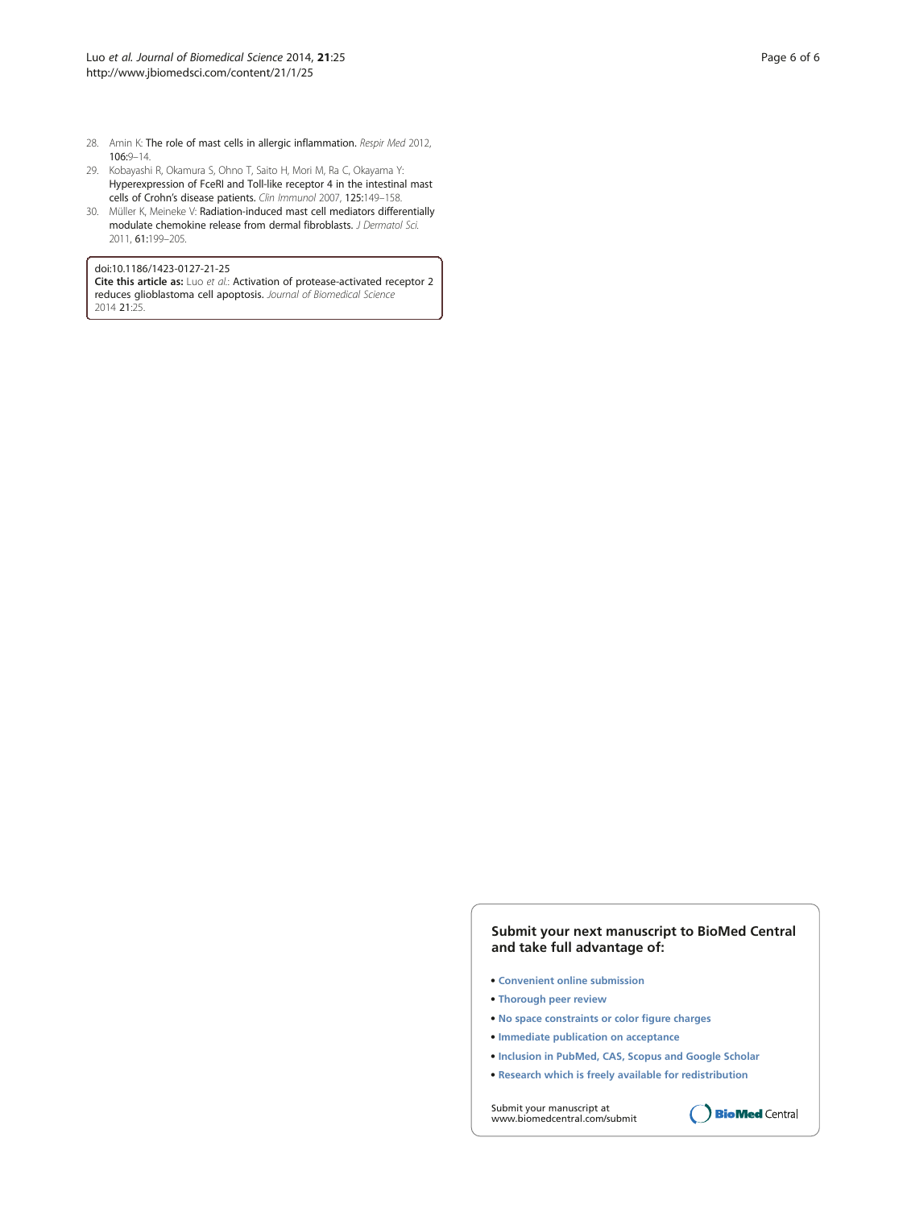28. Amin K: The role of mast cells in allergic inflammation. *Respir Med* 2012, **106**:9–14.
29. Kobayashi R, Okamura S, Ohno T, Saito H, Mori M, Ra C, Okayama Y: Hyperexpression of FceRI and Toll-like receptor 4 in the intestinal mast cells of Crohn's disease patients. *Clin Immunol* 2007, **125**:149–158.
30. Müller K, Meineke V: Radiation-induced mast cell mediators differentially modulate chemokine release from dermal fibroblasts. *J Dermatol Sci.* 2011, **61**:199–205.

doi:10.1186/1423-0127-21-25

**Cite this article as:** Luo *et al.*: Activation of protease-activated receptor 2 reduces glioblastoma cell apoptosis. *Journal of Biomedical Science* 2014 **21**:25.

**Submit your next manuscript to BioMed Central and take full advantage of:**

- **Convenient online submission**
- **Thorough peer review**
- **No space constraints or color figure charges**
- **Immediate publication on acceptance**
- **Inclusion in PubMed, CAS, Scopus and Google Scholar**
- **Research which is freely available for redistribution**

Submit your manuscript at www.biomedcentral.com/submit

BioMed Central